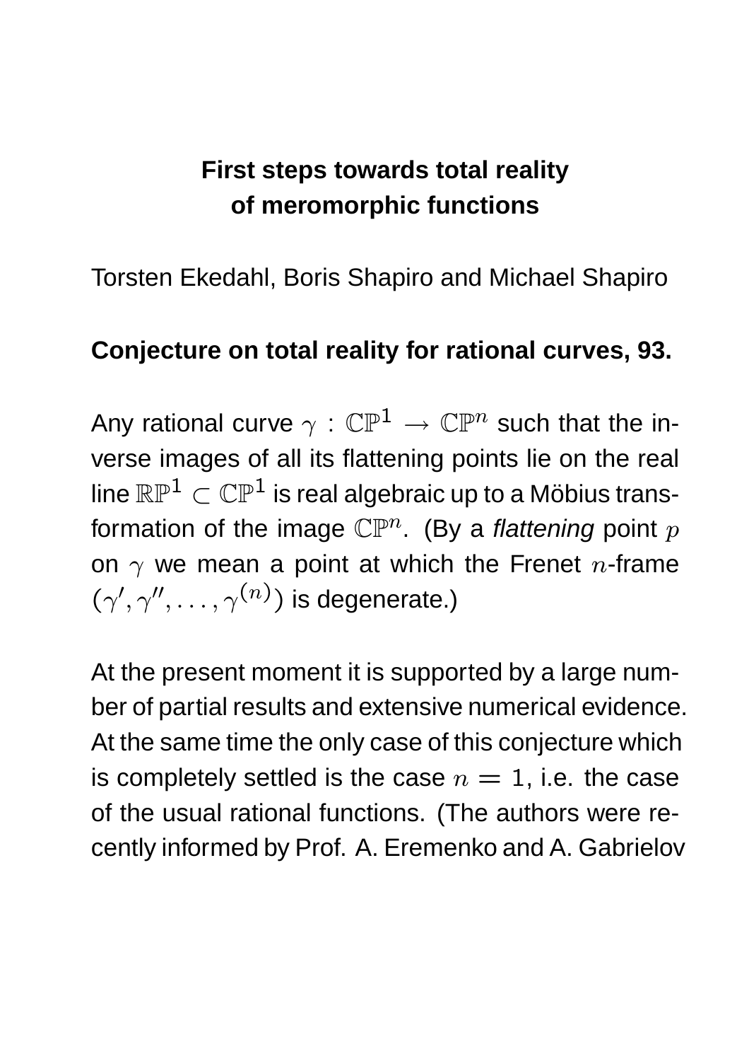# First steps towards total reality of meromorphic functions

Torsten Ekedahl, Boris Shapiro and Michael Shapiro

**Conjecture on total reality for rational curves, 93.**

Any rational curve $\gamma : \mathbb{CP}^1 \to \mathbb{CP}^n$ such that the inverse images of all its flattening points lie on the real line $\mathbb{RP}^1 \subset \mathbb{CP}^1$ is real algebraic up to a Möbius transformation of the image $\mathbb{CP}^n$. (By a *flattening* point $p$ on $\gamma$ we mean a point at which the Frenet $n$-frame $(\gamma', \gamma'', \ldots, \gamma^{(n)})$ is degenerate.)

At the present moment it is supported by a large number of partial results and extensive numerical evidence. At the same time the only case of this conjecture which is completely settled is the case $n = 1$, i.e. the case of the usual rational functions. (The authors were recently informed by Prof. A. Eremenko and A. Gabrielov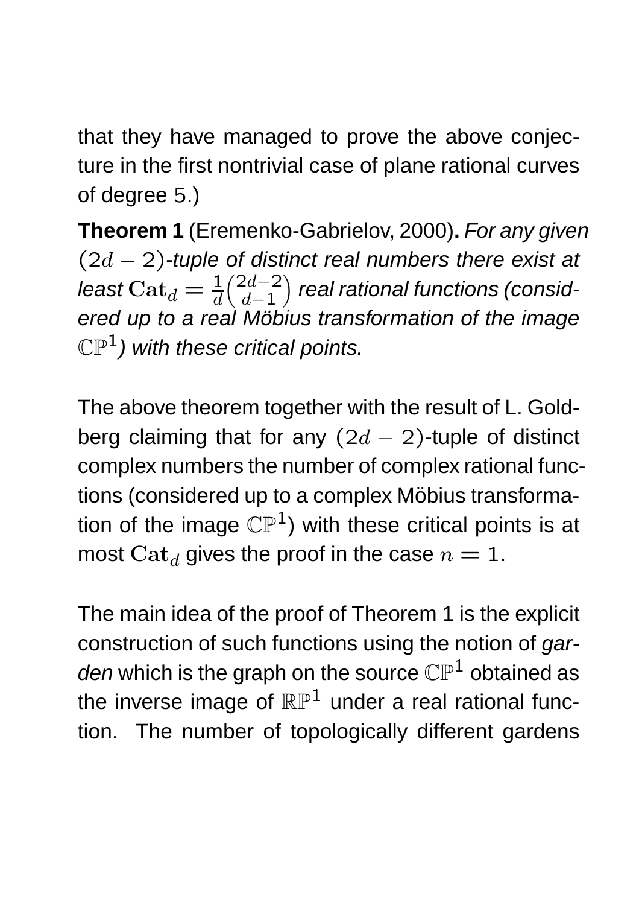that they have managed to prove the above conjecture in the first nontrivial case of plane rational curves of degree 5.)

**Theorem 1** (Eremenko-Gabrielov, 2000)**.** *For any given $(2d-2)$-tuple of distinct real numbers there exist at least $\mathbf{Cat}_d = \frac{1}{d}\binom{2d-2}{d-1}$ real rational functions (considered up to a real Möbius transformation of the image $\mathbb{CP}^1$) with these critical points.*

The above theorem together with the result of L. Goldberg claiming that for any $(2d-2)$-tuple of distinct complex numbers the number of complex rational functions (considered up to a complex Möbius transformation of the image $\mathbb{CP}^1$) with these critical points is at most $\mathbf{Cat}_d$ gives the proof in the case $n = 1$.

The main idea of the proof of Theorem 1 is the explicit construction of such functions using the notion of *garden* which is the graph on the source $\mathbb{CP}^1$ obtained as the inverse image of $\mathbb{RP}^1$ under a real rational function. The number of topologically different gardens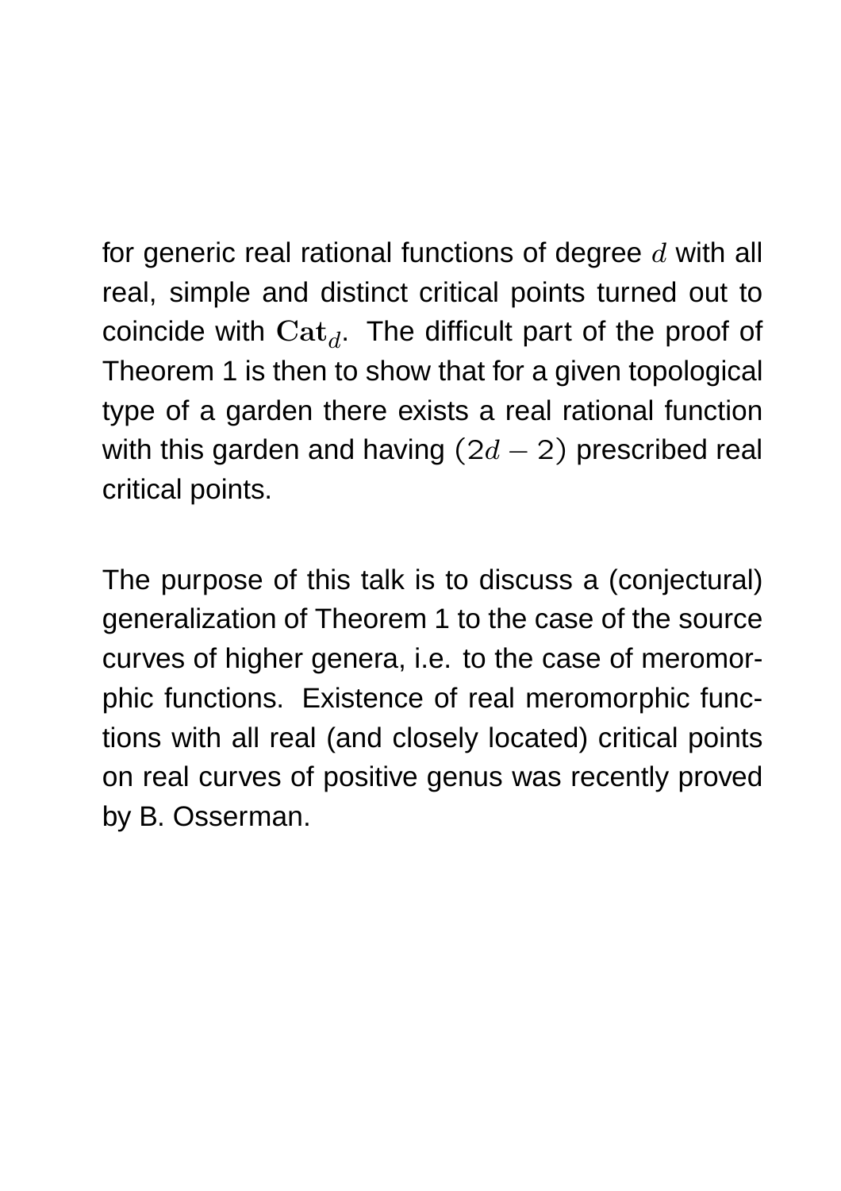for generic real rational functions of degree $d$ with all real, simple and distinct critical points turned out to coincide with $\mathbf{Cat}_d$. The difficult part of the proof of Theorem 1 is then to show that for a given topological type of a garden there exists a real rational function with this garden and having $(2d-2)$ prescribed real critical points.

The purpose of this talk is to discuss a (conjectural) generalization of Theorem 1 to the case of the source curves of higher genera, i.e. to the case of meromorphic functions. Existence of real meromorphic functions with all real (and closely located) critical points on real curves of positive genus was recently proved by B. Osserman.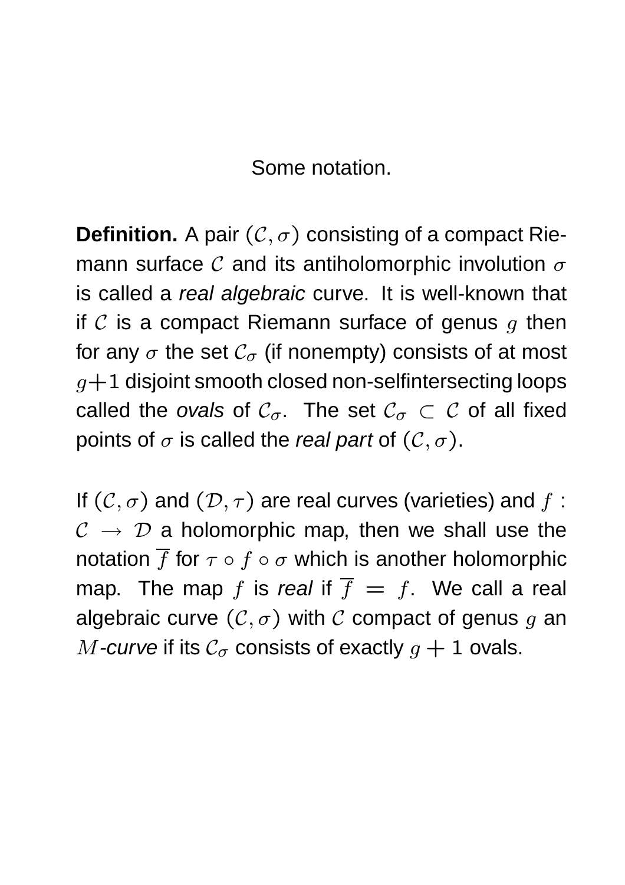Some notation.

**Definition.** A pair $(\mathcal{C}, \sigma)$ consisting of a compact Riemann surface $\mathcal{C}$ and its antiholomorphic involution $\sigma$ is called a *real algebraic* curve. It is well-known that if $\mathcal{C}$ is a compact Riemann surface of genus $g$ then for any $\sigma$ the set $\mathcal{C}_\sigma$ (if nonempty) consists of at most $g+1$ disjoint smooth closed non-selfintersecting loops called the *ovals* of $\mathcal{C}_\sigma$. The set $\mathcal{C}_\sigma \subset \mathcal{C}$ of all fixed points of $\sigma$ is called the *real part* of $(\mathcal{C}, \sigma)$.

If $(\mathcal{C}, \sigma)$ and $(\mathcal{D}, \tau)$ are real curves (varieties) and $f : \mathcal{C} \to \mathcal{D}$ a holomorphic map, then we shall use the notation $\overline{f}$ for $\tau \circ f \circ \sigma$ which is another holomorphic map. The map $f$ is *real* if $\overline{f} = f$. We call a real algebraic curve $(\mathcal{C}, \sigma)$ with $\mathcal{C}$ compact of genus $g$ an $M$*-curve* if its $\mathcal{C}_\sigma$ consists of exactly $g+1$ ovals.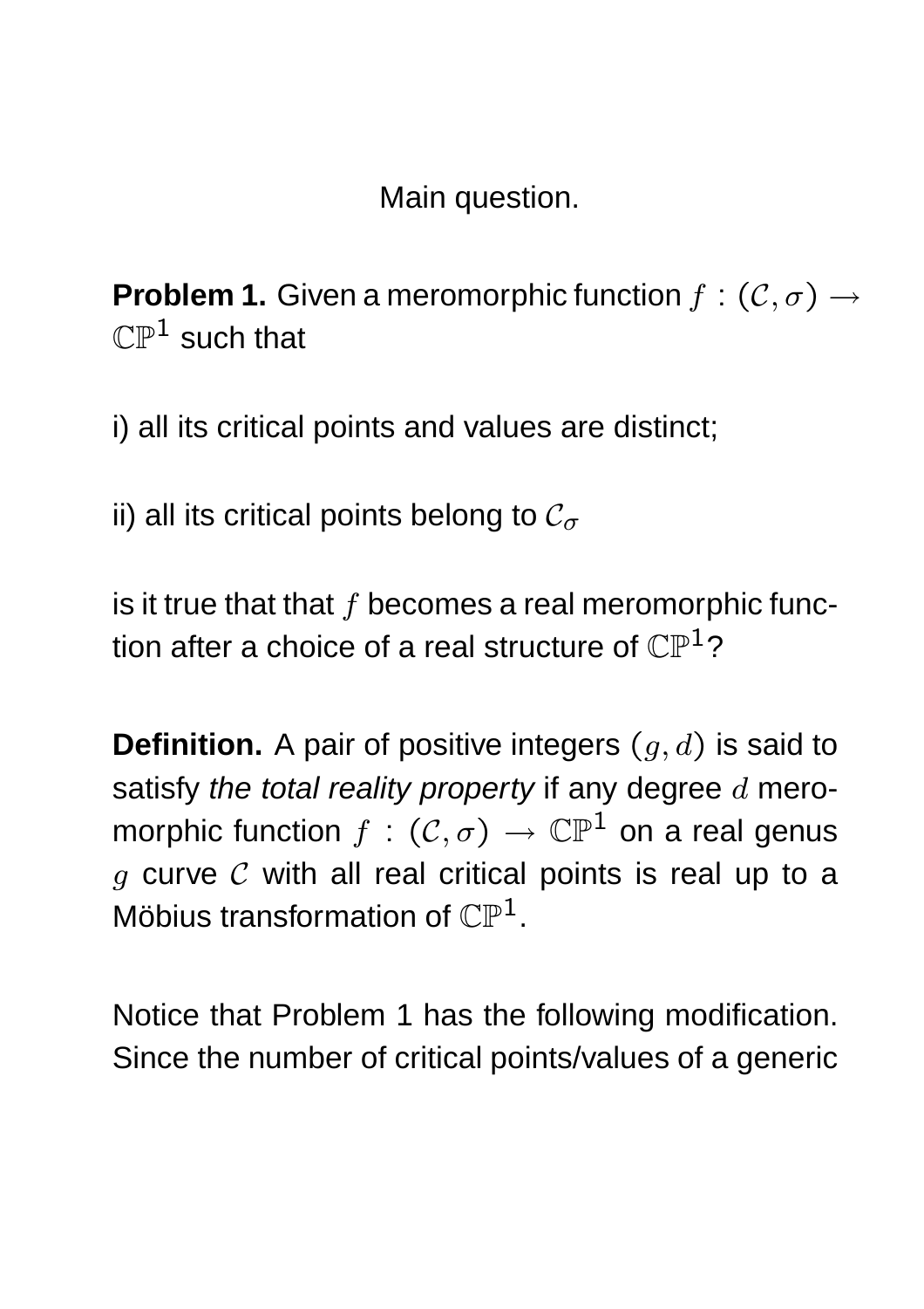Main question.

**Problem 1.** Given a meromorphic function $f : (\mathcal{C}, \sigma) \to \mathbb{CP}^1$ such that

i) all its critical points and values are distinct;

ii) all its critical points belong to $\mathcal{C}_\sigma$

is it true that that $f$ becomes a real meromorphic function after a choice of a real structure of $\mathbb{CP}^1$?

**Definition.** A pair of positive integers $(g, d)$ is said to satisfy *the total reality property* if any degree $d$ meromorphic function $f : (\mathcal{C}, \sigma) \to \mathbb{CP}^1$ on a real genus $g$ curve $\mathcal{C}$ with all real critical points is real up to a Möbius transformation of $\mathbb{CP}^1$.

Notice that Problem 1 has the following modification. Since the number of critical points/values of a generic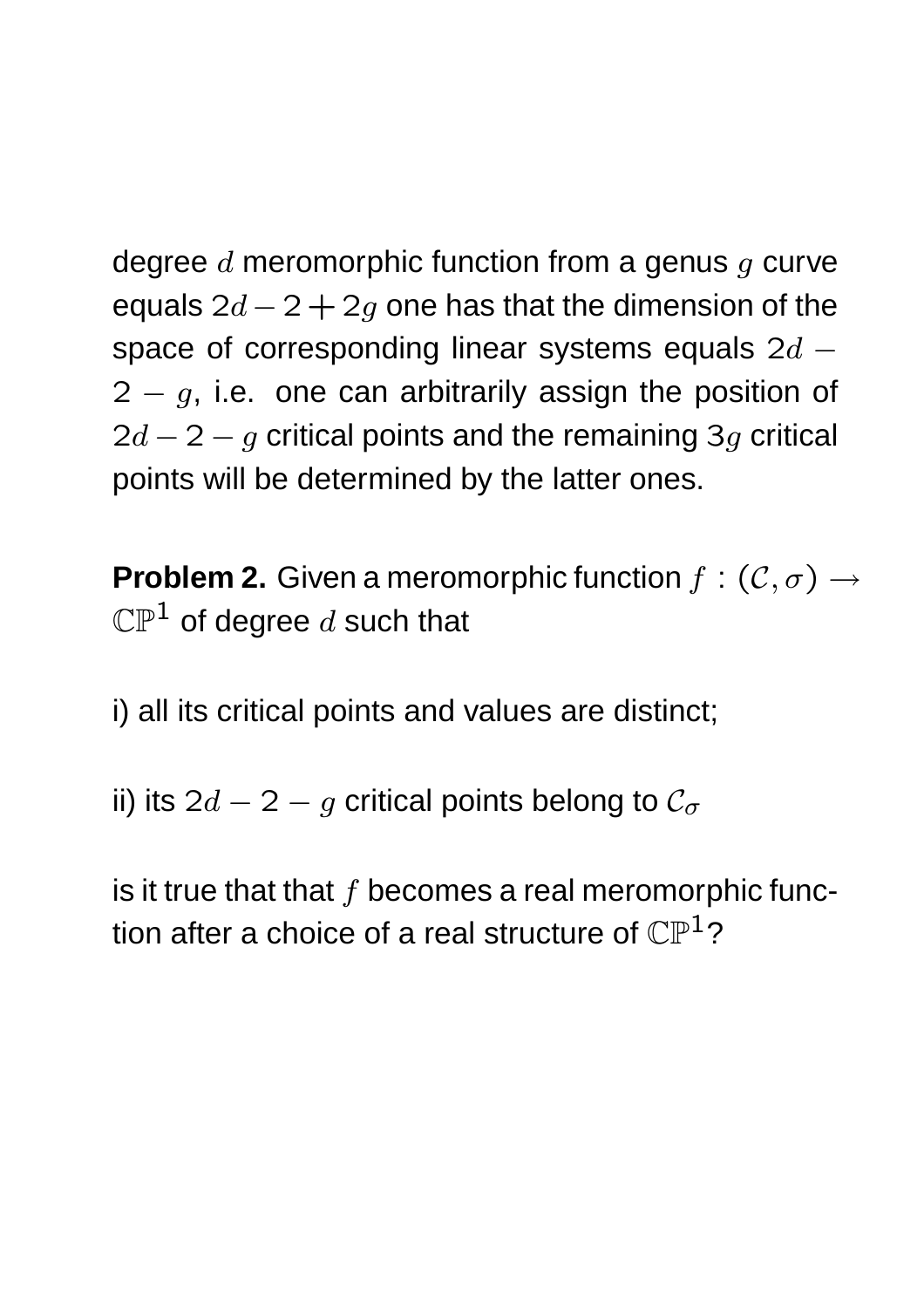degree $d$ meromorphic function from a genus $g$ curve equals $2d-2+2g$ one has that the dimension of the space of corresponding linear systems equals $2d-2-g$, i.e. one can arbitrarily assign the position of $2d-2-g$ critical points and the remaining $3g$ critical points will be determined by the latter ones.

**Problem 2.** Given a meromorphic function $f : (\mathcal{C}, \sigma) \to \mathbb{CP}^1$ of degree $d$ such that

i) all its critical points and values are distinct;

ii) its $2d-2-g$ critical points belong to $\mathcal{C}_\sigma$

is it true that that $f$ becomes a real meromorphic function after a choice of a real structure of $\mathbb{CP}^1$?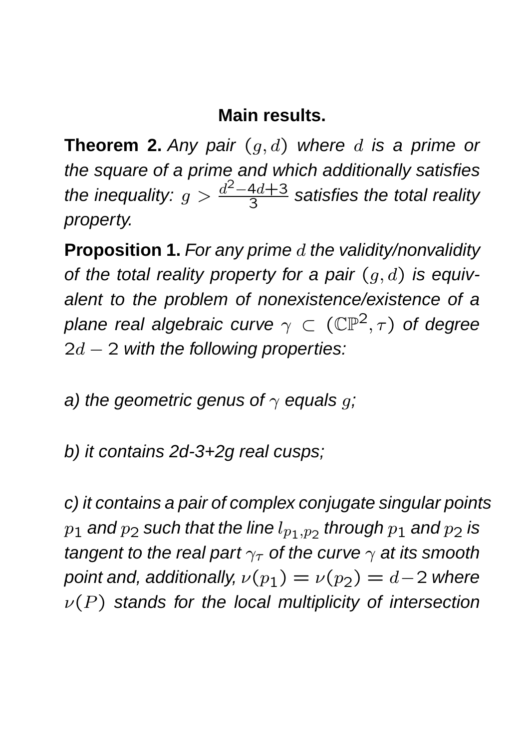## Main results.

**Theorem 2.** *Any pair $(g, d)$ where $d$ is a prime or the square of a prime and which additionally satisfies the inequality: $g > \frac{d^2-4d+3}{3}$ satisfies the total reality property.*

**Proposition 1.** *For any prime $d$ the validity/nonvalidity of the total reality property for a pair $(g, d)$ is equivalent to the problem of nonexistence/existence of a plane real algebraic curve $\gamma \subset (\mathbb{CP}^2, \tau)$ of degree $2d - 2$ with the following properties:*

*a) the geometric genus of $\gamma$ equals $g$;*

*b) it contains 2d-3+2g real cusps;*

*c) it contains a pair of complex conjugate singular points $p_1$ and $p_2$ such that the line $l_{p_1,p_2}$ through $p_1$ and $p_2$ is tangent to the real part $\gamma_\tau$ of the curve $\gamma$ at its smooth point and, additionally, $\nu(p_1) = \nu(p_2) = d-2$ where $\nu(P)$ stands for the local multiplicity of intersection*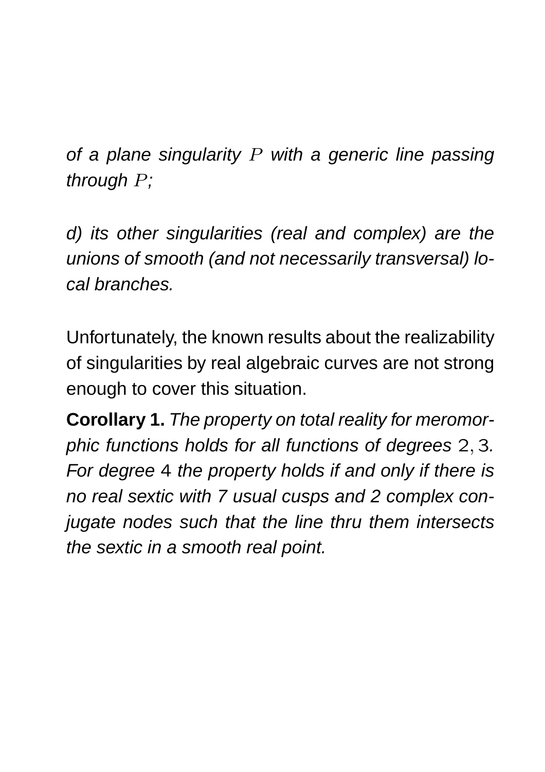*of a plane singularity $P$ with a generic line passing through $P$;*

*d) its other singularities (real and complex) are the unions of smooth (and not necessarily transversal) local branches.*

Unfortunately, the known results about the realizability of singularities by real algebraic curves are not strong enough to cover this situation.

**Corollary 1.** *The property on total reality for meromorphic functions holds for all functions of degrees $2, 3$. For degree $4$ the property holds if and only if there is no real sextic with 7 usual cusps and 2 complex conjugate nodes such that the line thru them intersects the sextic in a smooth real point.*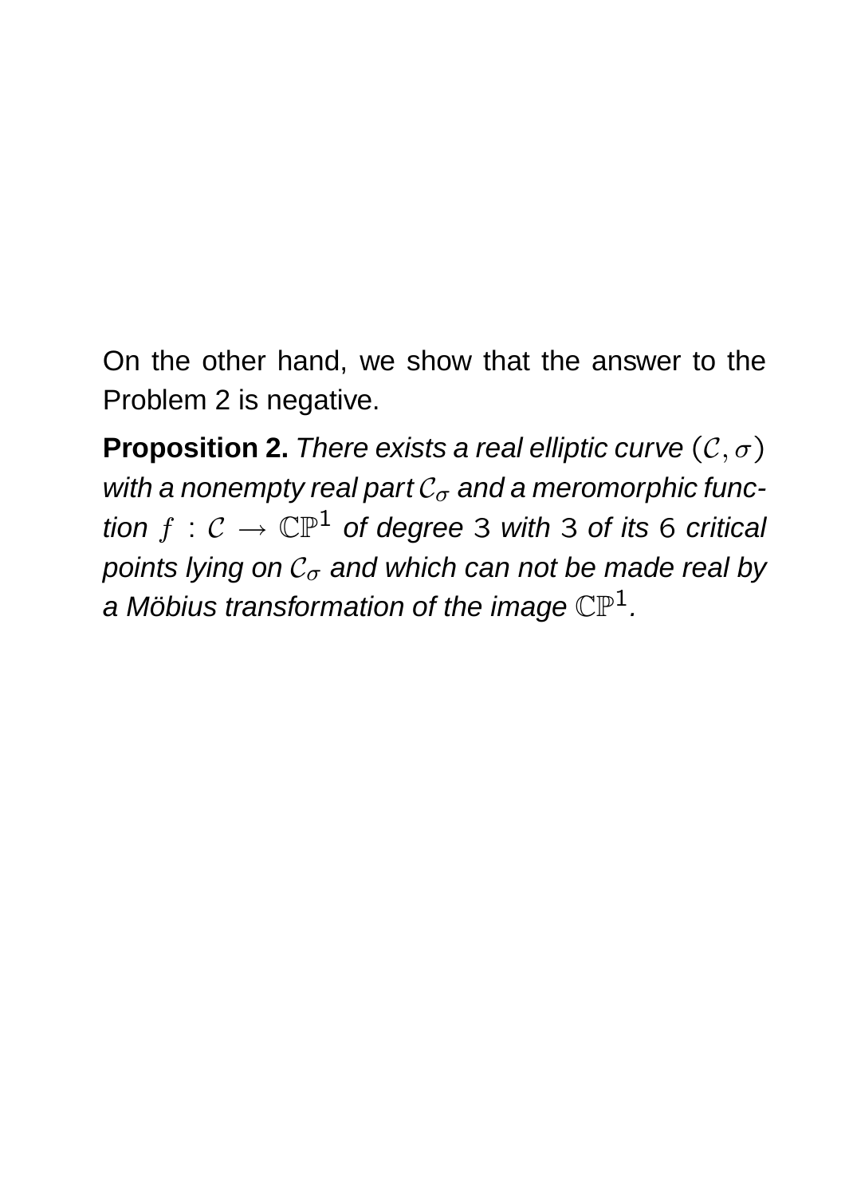On the other hand, we show that the answer to the Problem 2 is negative.

**Proposition 2.** *There exists a real elliptic curve* $(\mathcal{C}, \sigma)$ *with a nonempty real part* $\mathcal{C}_\sigma$ *and a meromorphic function* $f : \mathcal{C} \to \mathbb{CP}^1$ *of degree* 3 *with* 3 *of its* 6 *critical points lying on* $\mathcal{C}_\sigma$ *and which can not be made real by a Möbius transformation of the image* $\mathbb{CP}^1$*.*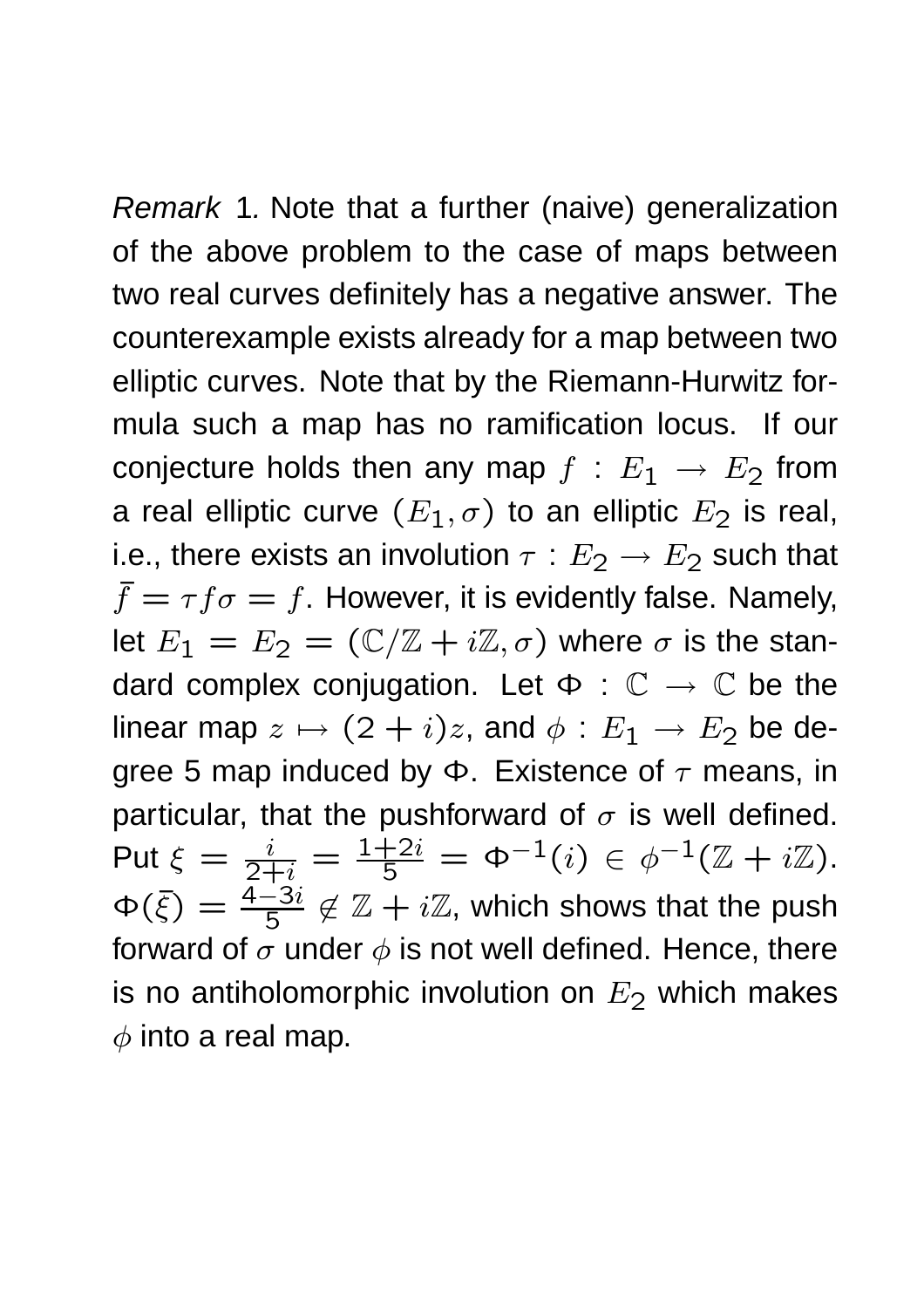*Remark* 1. Note that a further (naive) generalization of the above problem to the case of maps between two real curves definitely has a negative answer. The counterexample exists already for a map between two elliptic curves. Note that by the Riemann-Hurwitz formula such a map has no ramification locus. If our conjecture holds then any map $f : E_1 \to E_2$ from a real elliptic curve $(E_1, \sigma)$ to an elliptic $E_2$ is real, i.e., there exists an involution $\tau : E_2 \to E_2$ such that $\bar{f} = \tau f \sigma = f$. However, it is evidently false. Namely, let $E_1 = E_2 = (\mathbb{C}/\mathbb{Z} + i\mathbb{Z}, \sigma)$ where $\sigma$ is the standard complex conjugation. Let $\Phi : \mathbb{C} \to \mathbb{C}$ be the linear map $z \mapsto (2+i)z$, and $\phi : E_1 \to E_2$ be degree 5 map induced by $\Phi$. Existence of $\tau$ means, in particular, that the pushforward of $\sigma$ is well defined. Put $\xi = \frac{i}{2+i} = \frac{1+2i}{5} = \Phi^{-1}(i) \in \phi^{-1}(\mathbb{Z} + i\mathbb{Z})$. $\Phi(\bar{\xi}) = \frac{4-3i}{5} \notin \mathbb{Z} + i\mathbb{Z}$, which shows that the push forward of $\sigma$ under $\phi$ is not well defined. Hence, there is no antiholomorphic involution on $E_2$ which makes $\phi$ into a real map.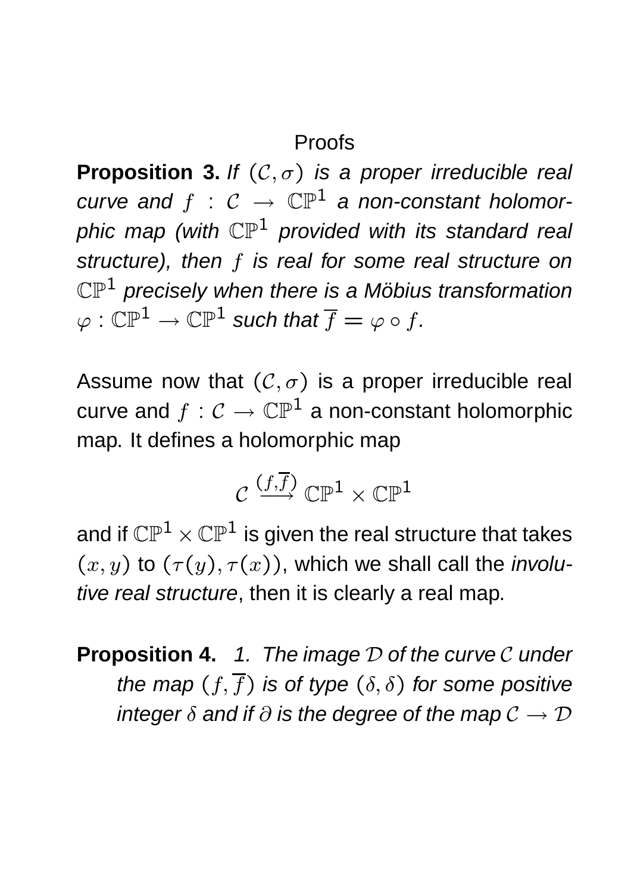Proofs

**Proposition 3.** *If $(\mathcal{C}, \sigma)$ is a proper irreducible real curve and $f : \mathcal{C} \to \mathbb{CP}^1$ a non-constant holomorphic map (with $\mathbb{CP}^1$ provided with its standard real structure), then $f$ is real for some real structure on $\mathbb{CP}^1$ precisely when there is a Möbius transformation $\varphi : \mathbb{CP}^1 \to \mathbb{CP}^1$ such that $\overline{f} = \varphi \circ f$.*

Assume now that $(\mathcal{C}, \sigma)$ is a proper irreducible real curve and $f : \mathcal{C} \to \mathbb{CP}^1$ a non-constant holomorphic map. It defines a holomorphic map

$$\mathcal{C} \xrightarrow{(f,\overline{f})} \mathbb{CP}^1 \times \mathbb{CP}^1$$

and if $\mathbb{CP}^1 \times \mathbb{CP}^1$ is given the real structure that takes $(x, y)$ to $(\tau(y), \tau(x))$, which we shall call the *involutive real structure*, then it is clearly a real map.

**Proposition 4.** 1. *The image $\mathcal{D}$ of the curve $\mathcal{C}$ under the map $(f, \overline{f})$ is of type $(\delta, \delta)$ for some positive integer $\delta$ and if $\partial$ is the degree of the map $\mathcal{C} \to \mathcal{D}$*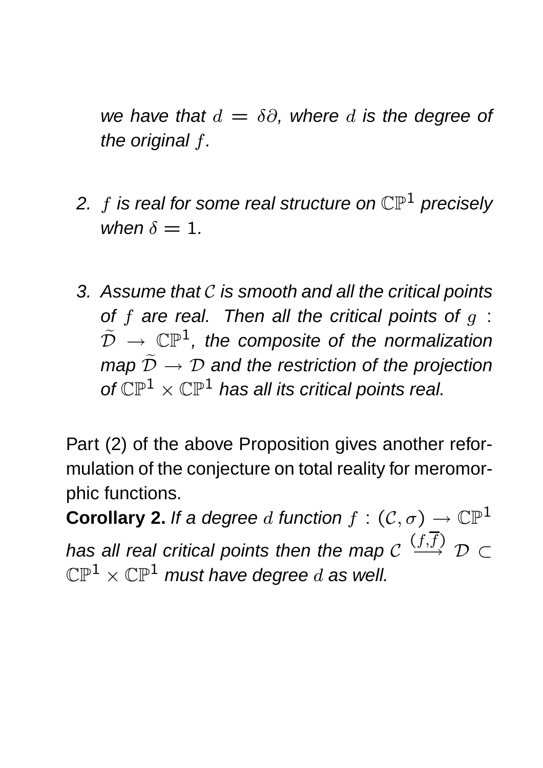*we have that $d = \delta\partial$, where $d$ is the degree of the original $f$.*

2. *$f$ is real for some real structure on $\mathbb{CP}^1$ precisely when $\delta = 1$.*

3. *Assume that $\mathcal{C}$ is smooth and all the critical points of $f$ are real. Then all the critical points of $g : \widetilde{\mathcal{D}} \to \mathbb{CP}^1$, the composite of the normalization map $\widetilde{\mathcal{D}} \to \mathcal{D}$ and the restriction of the projection of $\mathbb{CP}^1 \times \mathbb{CP}^1$ has all its critical points real.*

Part (2) of the above Proposition gives another reformulation of the conjecture on total reality for meromorphic functions.

**Corollary 2.** *If a degree $d$ function $f : (\mathcal{C}, \sigma) \to \mathbb{CP}^1$ has all real critical points then the map $\mathcal{C} \xrightarrow{(f,\overline{f})} \mathcal{D} \subset \mathbb{CP}^1 \times \mathbb{CP}^1$ must have degree $d$ as well.*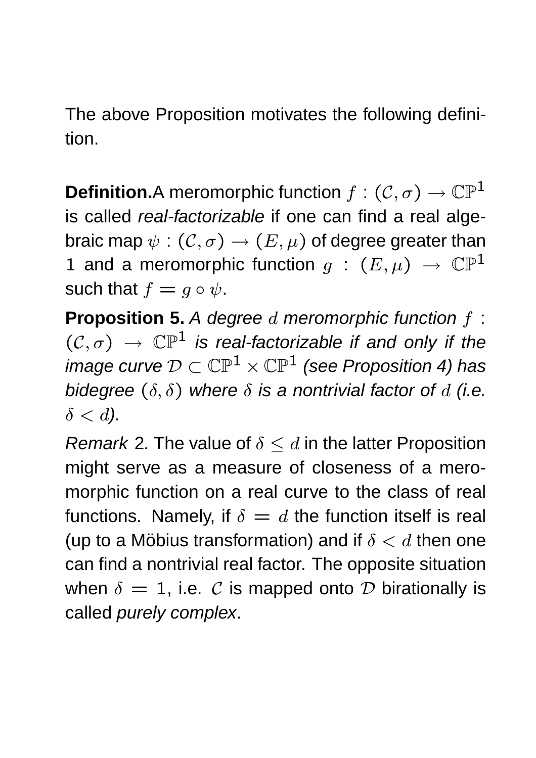The above Proposition motivates the following definition.

**Definition.** A meromorphic function $f : (\mathcal{C}, \sigma) \to \mathbb{CP}^1$ is called *real-factorizable* if one can find a real algebraic map $\psi : (\mathcal{C}, \sigma) \to (E, \mu)$ of degree greater than 1 and a meromorphic function $g : (E, \mu) \to \mathbb{CP}^1$ such that $f = g \circ \psi$.

**Proposition 5.** *A degree $d$ meromorphic function $f : (\mathcal{C}, \sigma) \to \mathbb{CP}^1$ is real-factorizable if and only if the image curve $\mathcal{D} \subset \mathbb{CP}^1 \times \mathbb{CP}^1$ (see Proposition 4) has bidegree $(\delta, \delta)$ where $\delta$ is a nontrivial factor of $d$ (i.e. $\delta < d$).*

*Remark* 2. The value of $\delta \leq d$ in the latter Proposition might serve as a measure of closeness of a meromorphic function on a real curve to the class of real functions. Namely, if $\delta = d$ the function itself is real (up to a Möbius transformation) and if $\delta < d$ then one can find a nontrivial real factor. The opposite situation when $\delta = 1$, i.e. $\mathcal{C}$ is mapped onto $\mathcal{D}$ birationally is called *purely complex*.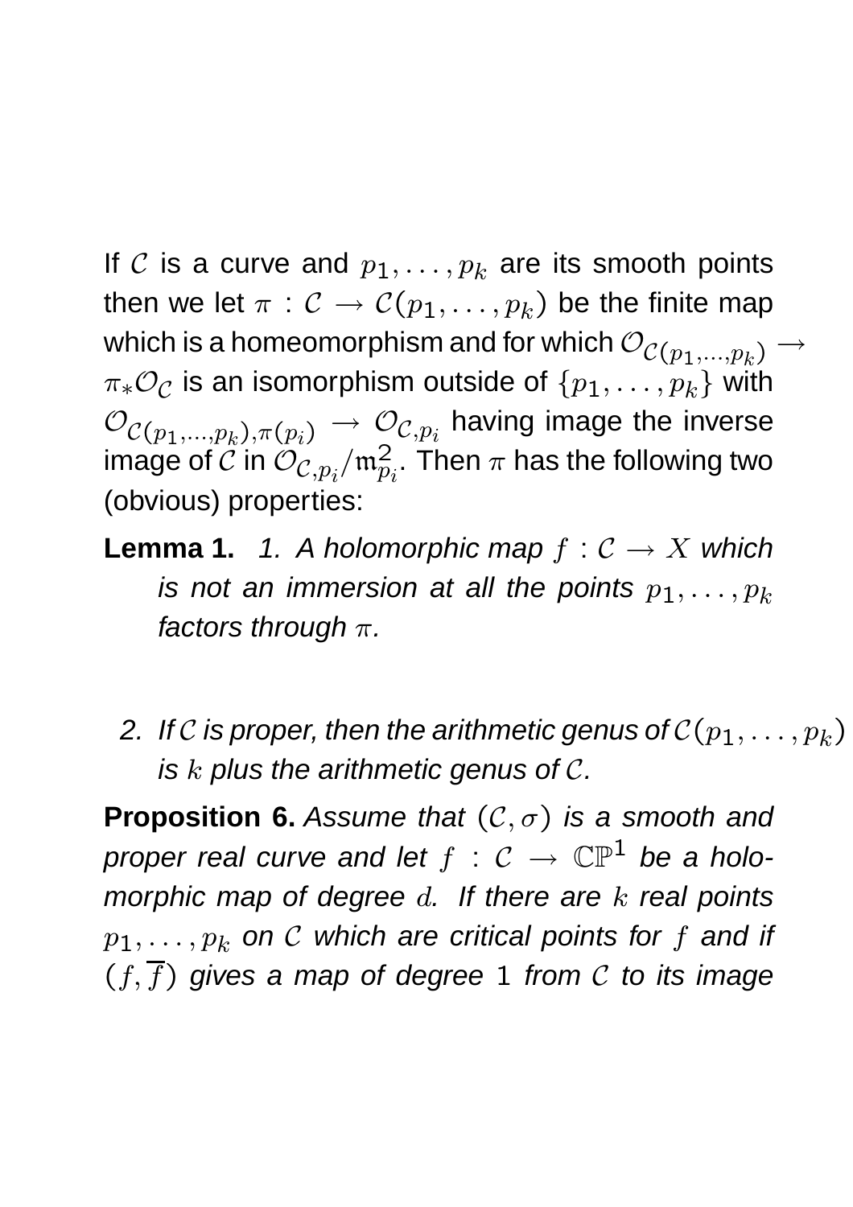If $\mathcal{C}$ is a curve and $p_1, \ldots, p_k$ are its smooth points then we let $\pi : \mathcal{C} \to \mathcal{C}(p_1, \ldots, p_k)$ be the finite map which is a homeomorphism and for which $\mathcal{O}_{\mathcal{C}(p_1,\ldots,p_k)} \to \pi_* \mathcal{O}_{\mathcal{C}}$ is an isomorphism outside of $\{p_1, \ldots, p_k\}$ with $\mathcal{O}_{\mathcal{C}(p_1,\ldots,p_k),\pi(p_i)} \to \mathcal{O}_{\mathcal{C},p_i}$ having image the inverse image of $\mathbb{C}$ in $\mathcal{O}_{\mathcal{C},p_i}/\mathfrak{m}_{p_i}^2$. Then $\pi$ has the following two (obvious) properties:

**Lemma 1.** *1. A holomorphic map $f : \mathcal{C} \to X$ which is not an immersion at all the points $p_1, \ldots, p_k$ factors through $\pi$.*

*2. If $\mathcal{C}$ is proper, then the arithmetic genus of $\mathcal{C}(p_1, \ldots, p_k)$ is $k$ plus the arithmetic genus of $\mathcal{C}$.*

**Proposition 6.** *Assume that $(\mathcal{C}, \sigma)$ is a smooth and proper real curve and let $f : \mathcal{C} \to \mathbb{CP}^1$ be a holomorphic map of degree $d$. If there are $k$ real points $p_1, \ldots, p_k$ on $\mathcal{C}$ which are critical points for $f$ and if $(f, \overline{f})$ gives a map of degree $1$ from $\mathcal{C}$ to its image*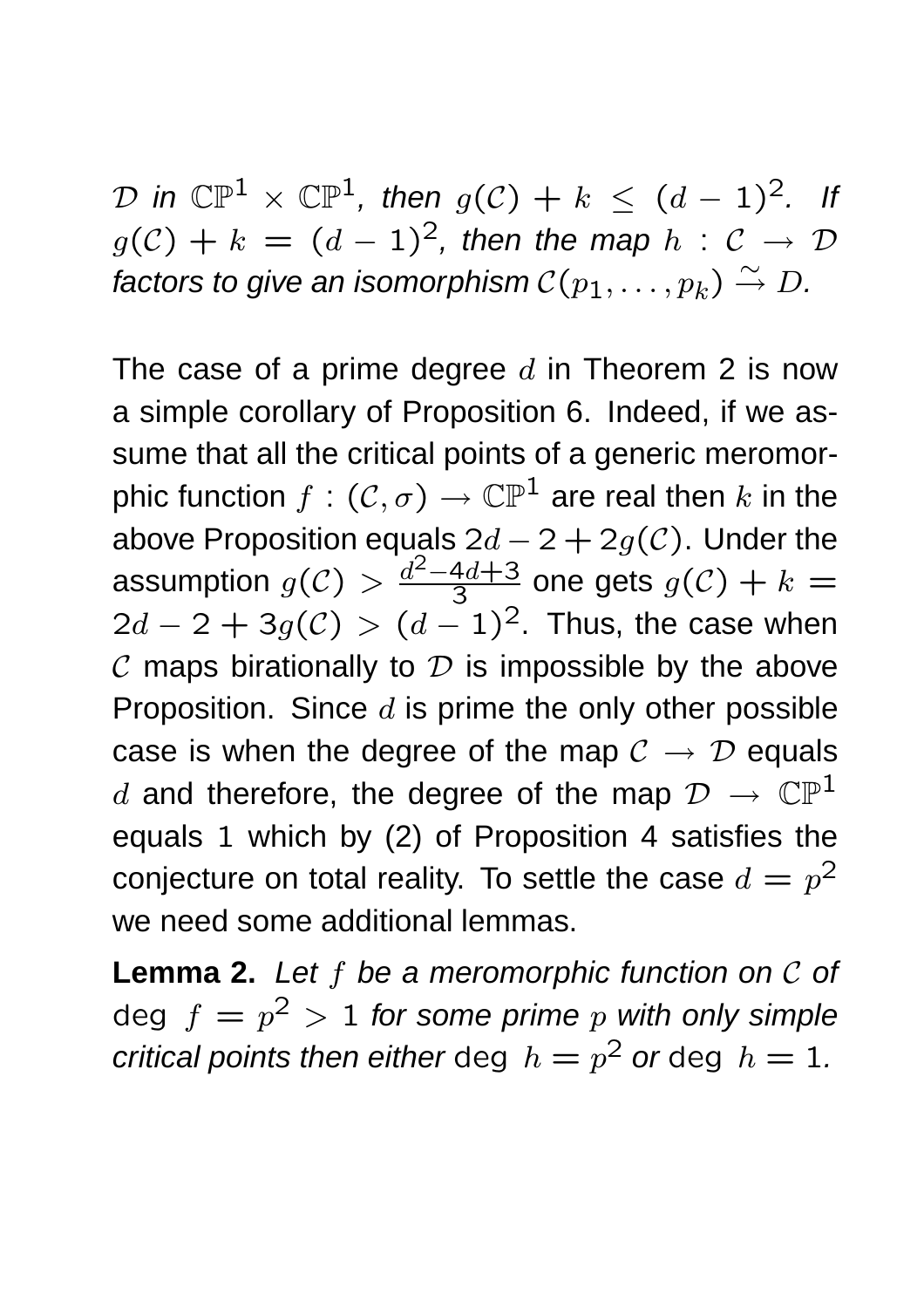*$\mathcal{D}$ in $\mathbb{CP}^1 \times \mathbb{CP}^1$, then $g(\mathcal{C}) + k \leq (d-1)^2$. If $g(\mathcal{C}) + k = (d-1)^2$, then the map $h : \mathcal{C} \to \mathcal{D}$ factors to give an isomorphism $\mathcal{C}(p_1, \ldots, p_k) \xrightarrow{\sim} D$.*

The case of a prime degree $d$ in Theorem 2 is now a simple corollary of Proposition 6. Indeed, if we assume that all the critical points of a generic meromorphic function $f : (\mathcal{C}, \sigma) \to \mathbb{CP}^1$ are real then $k$ in the above Proposition equals $2d - 2 + 2g(\mathcal{C})$. Under the assumption $g(\mathcal{C}) > \frac{d^2-4d+3}{3}$ one gets $g(\mathcal{C}) + k = 2d - 2 + 3g(\mathcal{C}) > (d-1)^2$. Thus, the case when $\mathcal{C}$ maps birationally to $\mathcal{D}$ is impossible by the above Proposition. Since $d$ is prime the only other possible case is when the degree of the map $\mathcal{C} \to \mathcal{D}$ equals $d$ and therefore, the degree of the map $\mathcal{D} \to \mathbb{CP}^1$ equals 1 which by (2) of Proposition 4 satisfies the conjecture on total reality. To settle the case $d = p^2$ we need some additional lemmas.

**Lemma 2.** *Let $f$ be a meromorphic function on $\mathcal{C}$ of $\deg\ f = p^2 > 1$ for some prime $p$ with only simple critical points then either $\deg\ h = p^2$ or $\deg\ h = 1$.*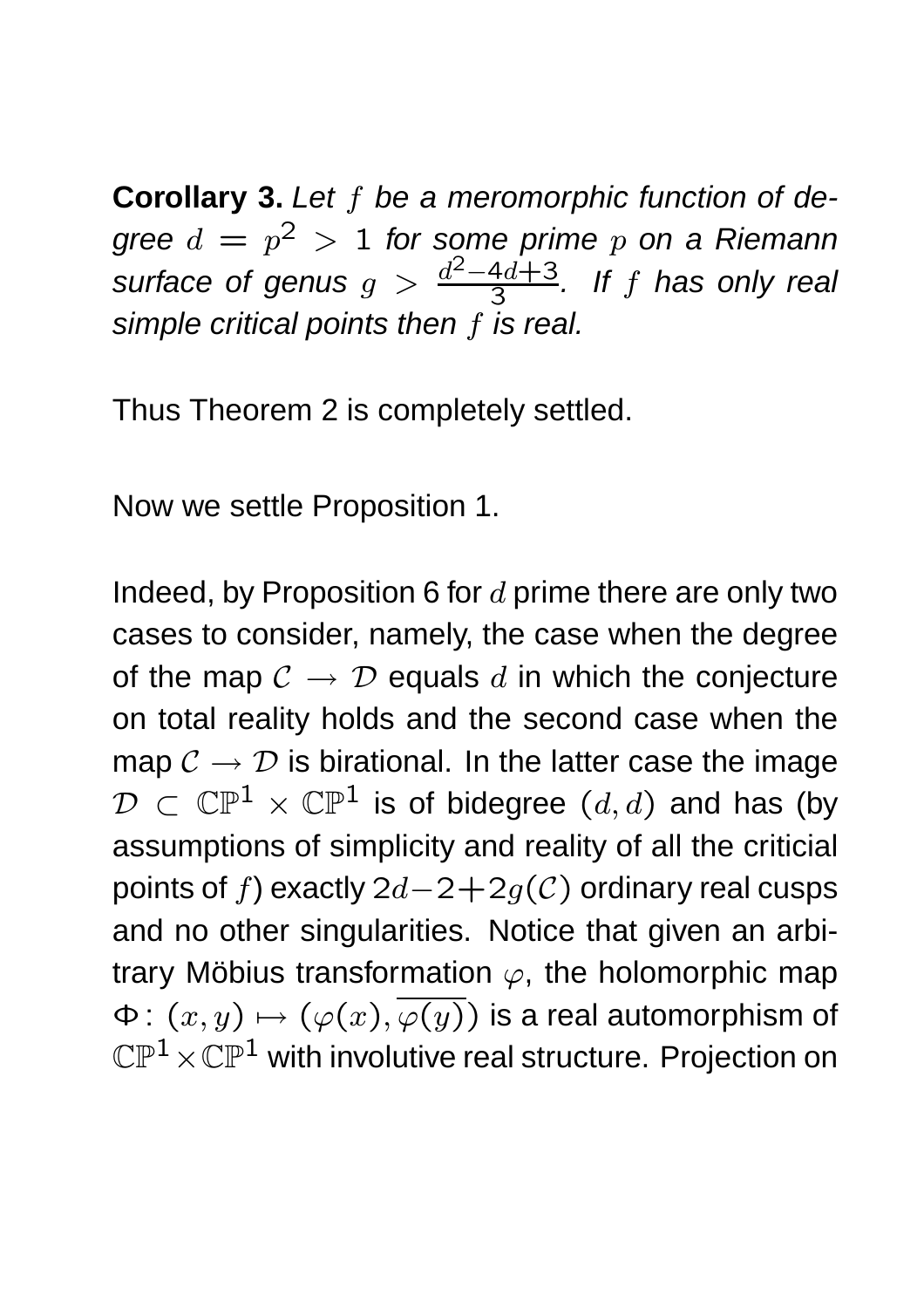**Corollary 3.** *Let $f$ be a meromorphic function of degree $d = p^2 > 1$ for some prime $p$ on a Riemann surface of genus $g > \frac{d^2-4d+3}{3}$. If $f$ has only real simple critical points then $f$ is real.*

Thus Theorem 2 is completely settled.

Now we settle Proposition 1.

Indeed, by Proposition 6 for $d$ prime there are only two cases to consider, namely, the case when the degree of the map $\mathcal{C} \to \mathcal{D}$ equals $d$ in which the conjecture on total reality holds and the second case when the map $\mathcal{C} \to \mathcal{D}$ is birational. In the latter case the image $\mathcal{D} \subset \mathbb{CP}^1 \times \mathbb{CP}^1$ is of bidegree $(d, d)$ and has (by assumptions of simplicity and reality of all the criticial points of $f$) exactly $2d-2+2g(\mathcal{C})$ ordinary real cusps and no other singularities. Notice that given an arbitrary Möbius transformation $\varphi$, the holomorphic map $\Phi\colon (x, y) \mapsto (\varphi(x), \overline{\varphi(y)})$ is a real automorphism of $\mathbb{CP}^1 \times \mathbb{CP}^1$ with involutive real structure. Projection on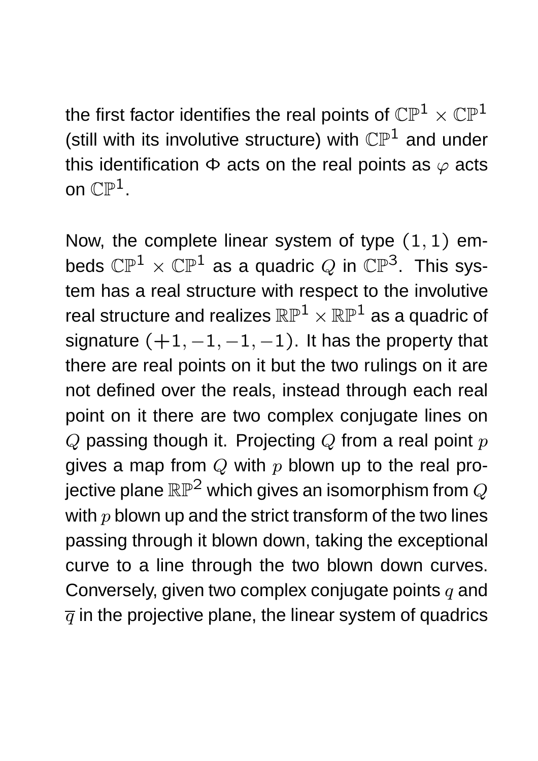the first factor identifies the real points of $\mathbb{CP}^1 \times \mathbb{CP}^1$ (still with its involutive structure) with $\mathbb{CP}^1$ and under this identification $\Phi$ acts on the real points as $\varphi$ acts on $\mathbb{CP}^1$.

Now, the complete linear system of type $(1, 1)$ embeds $\mathbb{CP}^1 \times \mathbb{CP}^1$ as a quadric $Q$ in $\mathbb{CP}^3$. This system has a real structure with respect to the involutive real structure and realizes $\mathbb{RP}^1 \times \mathbb{RP}^1$ as a quadric of signature $(+1, -1, -1, -1)$. It has the property that there are real points on it but the two rulings on it are not defined over the reals, instead through each real point on it there are two complex conjugate lines on $Q$ passing though it. Projecting $Q$ from a real point $p$ gives a map from $Q$ with $p$ blown up to the real projective plane $\mathbb{RP}^2$ which gives an isomorphism from $Q$ with $p$ blown up and the strict transform of the two lines passing through it blown down, taking the exceptional curve to a line through the two blown down curves. Conversely, given two complex conjugate points $q$ and $\overline{q}$ in the projective plane, the linear system of quadrics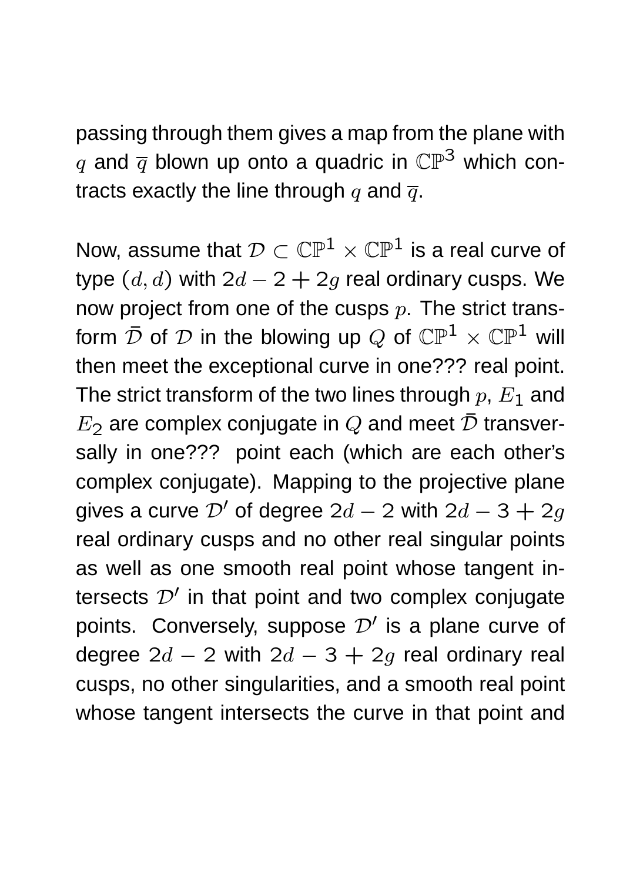passing through them gives a map from the plane with $q$ and $\overline{q}$ blown up onto a quadric in $\mathbb{CP}^3$ which contracts exactly the line through $q$ and $\overline{q}$.

Now, assume that $\mathcal{D} \subset \mathbb{CP}^1 \times \mathbb{CP}^1$ is a real curve of type $(d, d)$ with $2d - 2 + 2g$ real ordinary cusps. We now project from one of the cusps $p$. The strict transform $\bar{\mathcal{D}}$ of $\mathcal{D}$ in the blowing up $Q$ of $\mathbb{CP}^1 \times \mathbb{CP}^1$ will then meet the exceptional curve in one??? real point. The strict transform of the two lines through $p$, $E_1$ and $E_2$ are complex conjugate in $Q$ and meet $\bar{\mathcal{D}}$ transversally in one??? point each (which are each other's complex conjugate). Mapping to the projective plane gives a curve $\mathcal{D}'$ of degree $2d - 2$ with $2d - 3 + 2g$ real ordinary cusps and no other real singular points as well as one smooth real point whose tangent intersects $\mathcal{D}'$ in that point and two complex conjugate points. Conversely, suppose $\mathcal{D}'$ is a plane curve of degree $2d - 2$ with $2d - 3 + 2g$ real ordinary real cusps, no other singularities, and a smooth real point whose tangent intersects the curve in that point and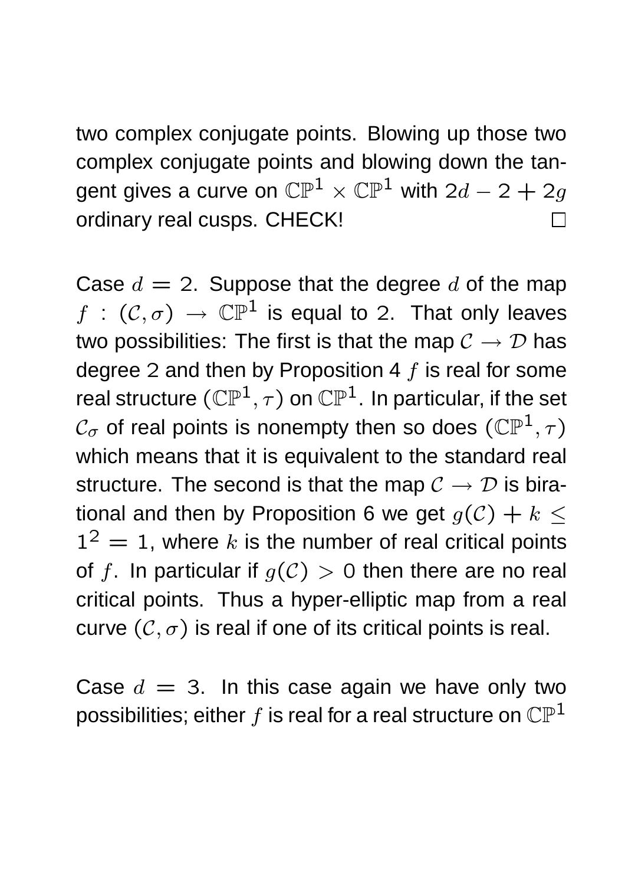two complex conjugate points. Blowing up those two complex conjugate points and blowing down the tangent gives a curve on $\mathbb{CP}^1 \times \mathbb{CP}^1$ with $2d - 2 + 2g$ ordinary real cusps. CHECK! $\square$

Case $d = 2$. Suppose that the degree $d$ of the map $f : (\mathcal{C}, \sigma) \to \mathbb{CP}^1$ is equal to 2. That only leaves two possibilities: The first is that the map $\mathcal{C} \to \mathcal{D}$ has degree 2 and then by Proposition 4 $f$ is real for some real structure $(\mathbb{CP}^1, \tau)$ on $\mathbb{CP}^1$. In particular, if the set $\mathcal{C}_\sigma$ of real points is nonempty then so does $(\mathbb{CP}^1, \tau)$ which means that it is equivalent to the standard real structure. The second is that the map $\mathcal{C} \to \mathcal{D}$ is birational and then by Proposition 6 we get $g(\mathcal{C}) + k \leq 1^2 = 1$, where $k$ is the number of real critical points of $f$. In particular if $g(\mathcal{C}) > 0$ then there are no real critical points. Thus a hyper-elliptic map from a real curve $(\mathcal{C}, \sigma)$ is real if one of its critical points is real.

Case $d = 3$. In this case again we have only two possibilities; either $f$ is real for a real structure on $\mathbb{CP}^1$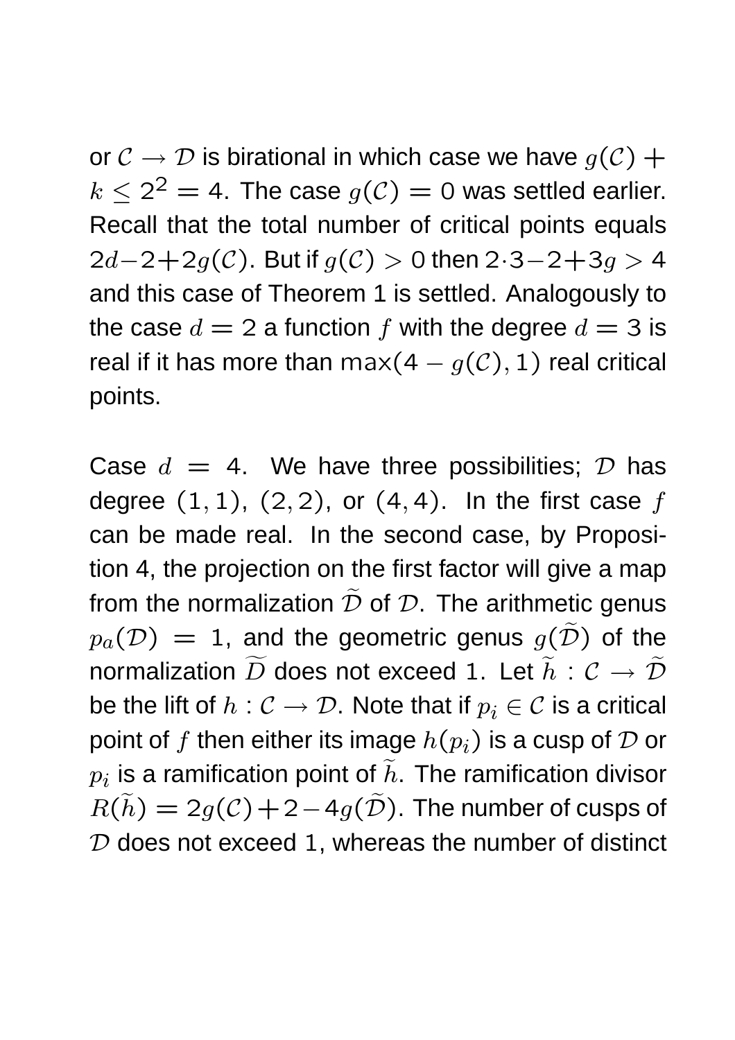or $\mathcal{C} \to \mathcal{D}$ is birational in which case we have $g(\mathcal{C}) + k \leq 2^2 = 4$. The case $g(\mathcal{C}) = 0$ was settled earlier. Recall that the total number of critical points equals $2d - 2 + 2g(\mathcal{C})$. But if $g(\mathcal{C}) > 0$ then $2 \cdot 3 - 2 + 3g > 4$ and this case of Theorem 1 is settled. Analogously to the case $d = 2$ a function $f$ with the degree $d = 3$ is real if it has more than $\max(4 - g(\mathcal{C}), 1)$ real critical points.

Case $d = 4$. We have three possibilities; $\mathcal{D}$ has degree $(1, 1)$, $(2, 2)$, or $(4, 4)$. In the first case $f$ can be made real. In the second case, by Proposition 4, the projection on the first factor will give a map from the normalization $\widetilde{\mathcal{D}}$ of $\mathcal{D}$. The arithmetic genus $p_a(\mathcal{D}) = 1$, and the geometric genus $g(\widetilde{\mathcal{D}})$ of the normalization $\widetilde{D}$ does not exceed 1. Let $\widetilde{h} : \mathcal{C} \to \widetilde{\mathcal{D}}$ be the lift of $h : \mathcal{C} \to \mathcal{D}$. Note that if $p_i \in \mathcal{C}$ is a critical point of $f$ then either its image $h(p_i)$ is a cusp of $\mathcal{D}$ or $p_i$ is a ramification point of $\widetilde{h}$. The ramification divisor $R(\widetilde{h}) = 2g(\mathcal{C}) + 2 - 4g(\widetilde{\mathcal{D}})$. The number of cusps of $\mathcal{D}$ does not exceed 1, whereas the number of distinct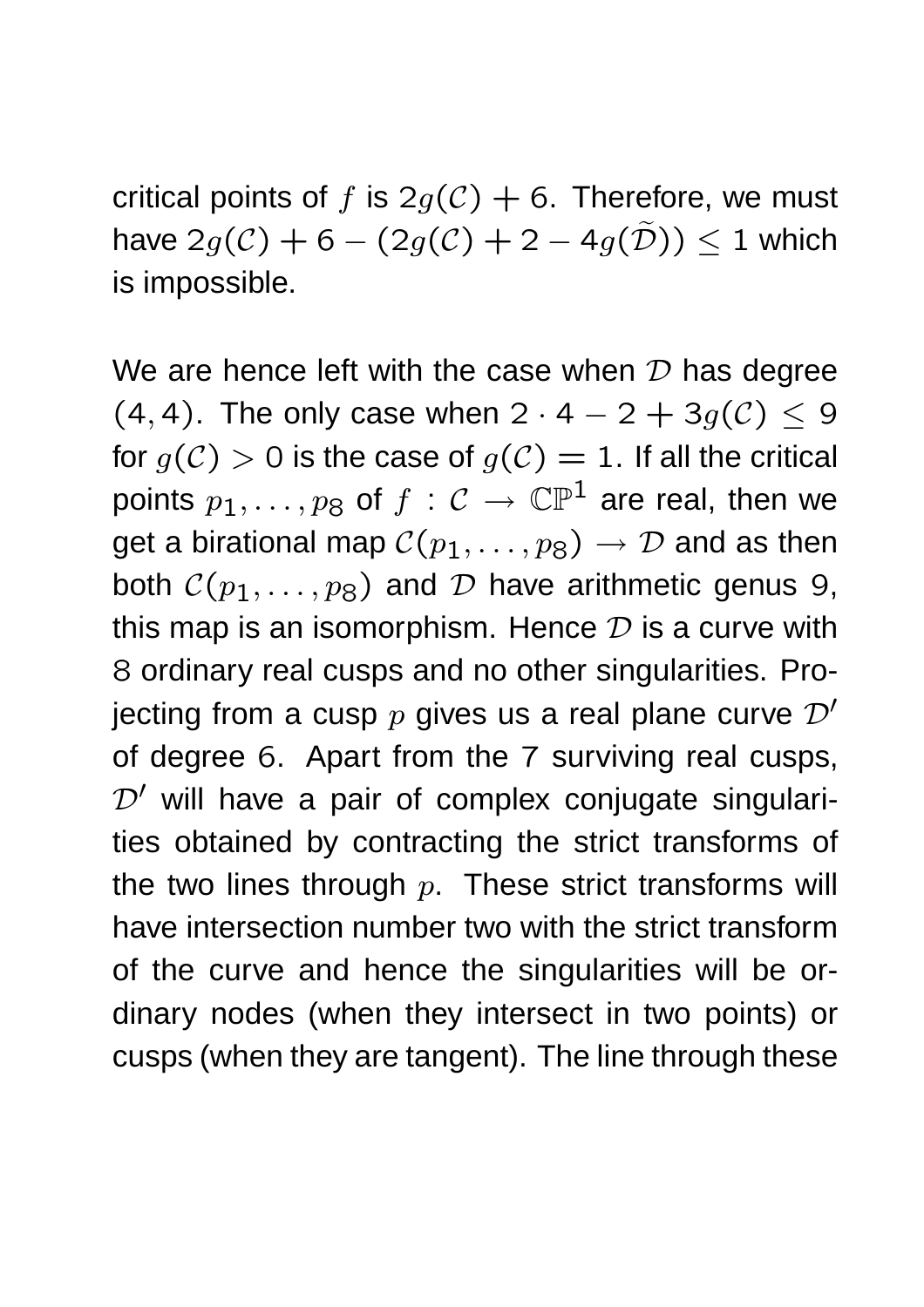critical points of $f$ is $2g(\mathcal{C}) + 6$. Therefore, we must have $2g(\mathcal{C}) + 6 - (2g(\mathcal{C}) + 2 - 4g(\tilde{\mathcal{D}})) \leq 1$ which is impossible.

We are hence left with the case when $\mathcal{D}$ has degree $(4, 4)$. The only case when $2 \cdot 4 - 2 + 3g(\mathcal{C}) \leq 9$ for $g(\mathcal{C}) > 0$ is the case of $g(\mathcal{C}) = 1$. If all the critical points $p_1, \ldots, p_8$ of $f : \mathcal{C} \to \mathbb{CP}^1$ are real, then we get a birational map $\mathcal{C}(p_1, \ldots, p_8) \to \mathcal{D}$ and as then both $\mathcal{C}(p_1, \ldots, p_8)$ and $\mathcal{D}$ have arithmetic genus 9, this map is an isomorphism. Hence $\mathcal{D}$ is a curve with 8 ordinary real cusps and no other singularities. Projecting from a cusp $p$ gives us a real plane curve $\mathcal{D}'$ of degree 6. Apart from the 7 surviving real cusps, $\mathcal{D}'$ will have a pair of complex conjugate singularities obtained by contracting the strict transforms of the two lines through $p$. These strict transforms will have intersection number two with the strict transform of the curve and hence the singularities will be ordinary nodes (when they intersect in two points) or cusps (when they are tangent). The line through these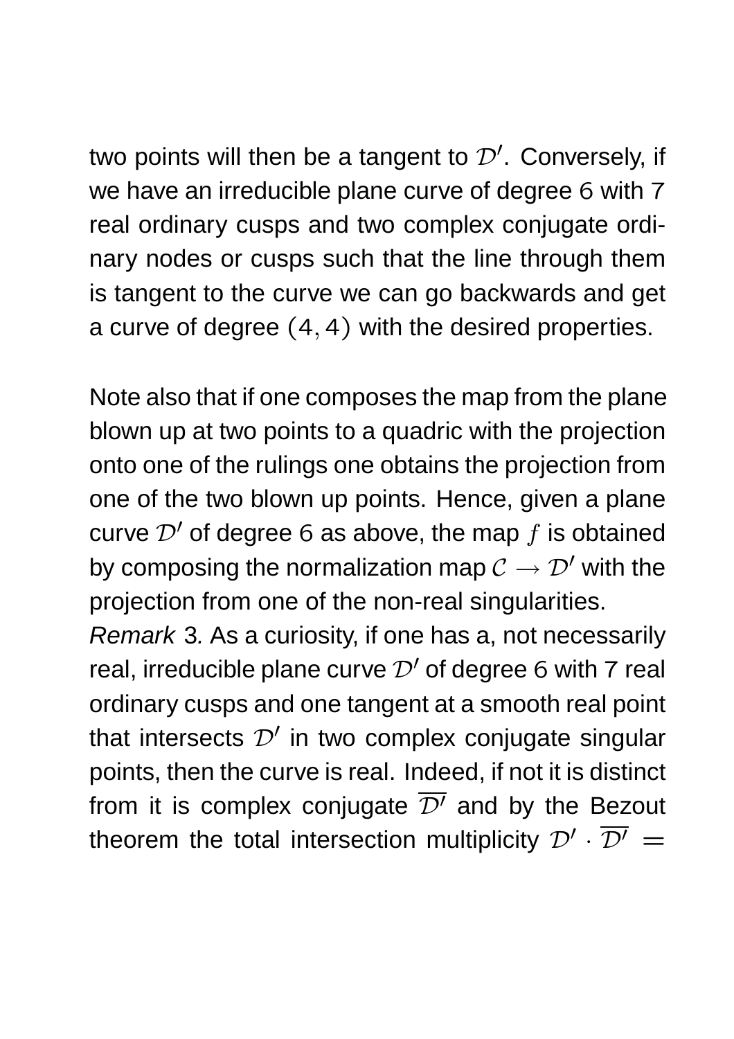two points will then be a tangent to $\mathcal{D}'$. Conversely, if we have an irreducible plane curve of degree 6 with 7 real ordinary cusps and two complex conjugate ordinary nodes or cusps such that the line through them is tangent to the curve we can go backwards and get a curve of degree $(4, 4)$ with the desired properties.

Note also that if one composes the map from the plane blown up at two points to a quadric with the projection onto one of the rulings one obtains the projection from one of the two blown up points. Hence, given a plane curve $\mathcal{D}'$ of degree 6 as above, the map $f$ is obtained by composing the normalization map $\mathcal{C} \to \mathcal{D}'$ with the projection from one of the non-real singularities.

*Remark* 3. As a curiosity, if one has a, not necessarily real, irreducible plane curve $\mathcal{D}'$ of degree 6 with 7 real ordinary cusps and one tangent at a smooth real point that intersects $\mathcal{D}'$ in two complex conjugate singular points, then the curve is real. Indeed, if not it is distinct from it is complex conjugate $\overline{\mathcal{D}'}$ and by the Bezout theorem the total intersection multiplicity $\mathcal{D}' \cdot \overline{\mathcal{D}'} =$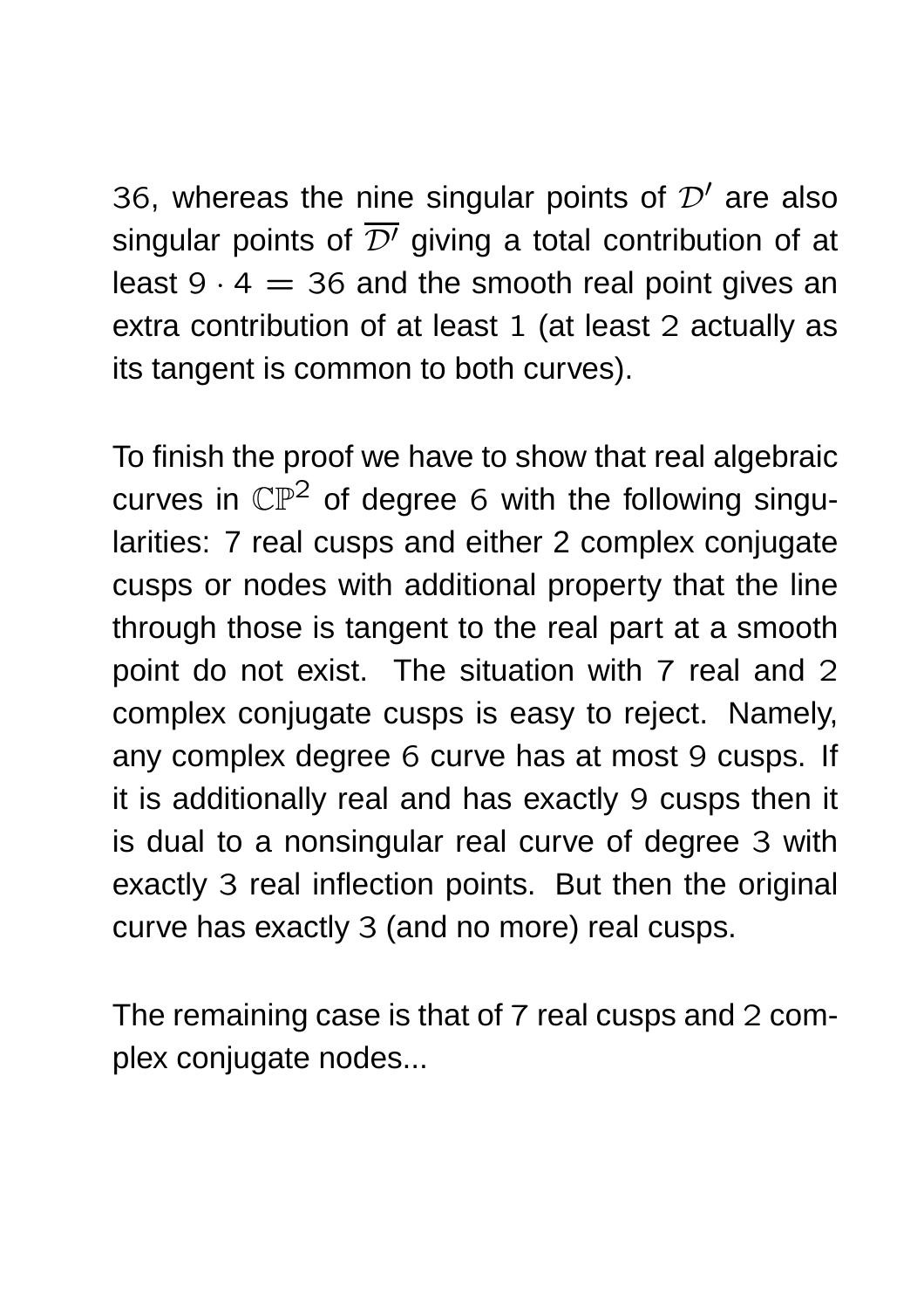36, whereas the nine singular points of $\mathcal{D}'$ are also singular points of $\overline{\mathcal{D}'}$ giving a total contribution of at least $9 \cdot 4 = 36$ and the smooth real point gives an extra contribution of at least 1 (at least 2 actually as its tangent is common to both curves).

To finish the proof we have to show that real algebraic curves in $\mathbb{CP}^2$ of degree 6 with the following singularities: 7 real cusps and either 2 complex conjugate cusps or nodes with additional property that the line through those is tangent to the real part at a smooth point do not exist. The situation with 7 real and 2 complex conjugate cusps is easy to reject. Namely, any complex degree 6 curve has at most 9 cusps. If it is additionally real and has exactly 9 cusps then it is dual to a nonsingular real curve of degree 3 with exactly 3 real inflection points. But then the original curve has exactly 3 (and no more) real cusps.

The remaining case is that of 7 real cusps and 2 complex conjugate nodes...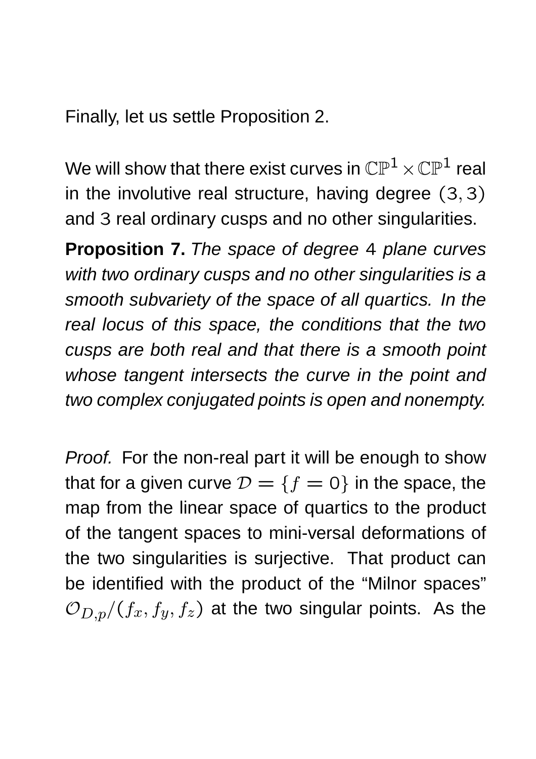Finally, let us settle Proposition 2.

We will show that there exist curves in $\mathbb{CP}^1 \times \mathbb{CP}^1$ real in the involutive real structure, having degree $(3, 3)$ and $3$ real ordinary cusps and no other singularities.

**Proposition 7.** *The space of degree $4$ plane curves with two ordinary cusps and no other singularities is a smooth subvariety of the space of all quartics. In the real locus of this space, the conditions that the two cusps are both real and that there is a smooth point whose tangent intersects the curve in the point and two complex conjugated points is open and nonempty.*

*Proof.* For the non-real part it will be enough to show that for a given curve $\mathcal{D} = \{f = 0\}$ in the space, the map from the linear space of quartics to the product of the tangent spaces to mini-versal deformations of the two singularities is surjective. That product can be identified with the product of the "Milnor spaces" $\mathcal{O}_{D,p}/(f_x, f_y, f_z)$ at the two singular points. As the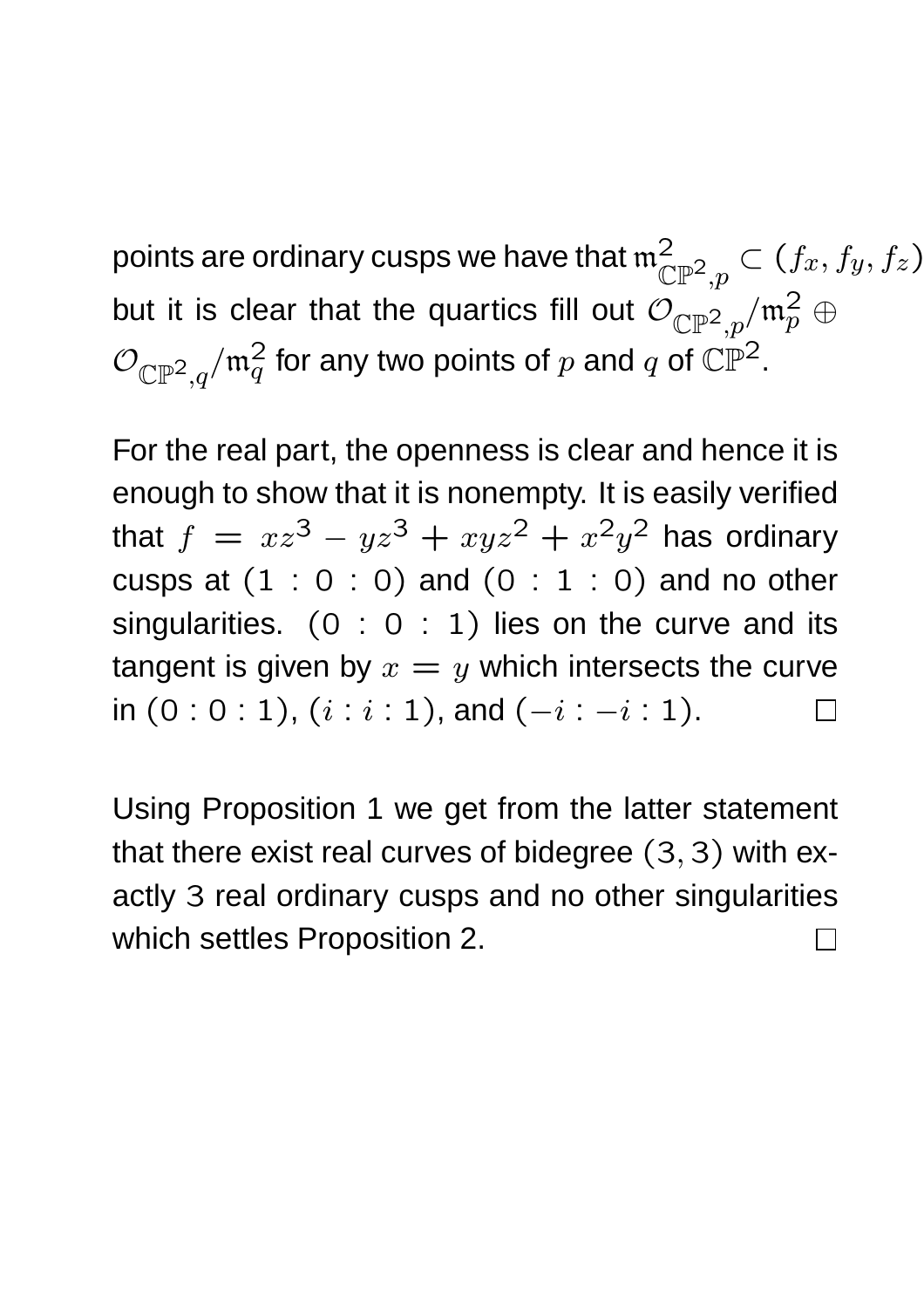points are ordinary cusps we have that $\mathfrak{m}^2_{\mathbb{CP}^2,p} \subset (f_x, f_y, f_z)$ but it is clear that the quartics fill out $\mathcal{O}_{\mathbb{CP}^2,p}/\mathfrak{m}_p^2 \oplus \mathcal{O}_{\mathbb{CP}^2,q}/\mathfrak{m}_q^2$ for any two points of $p$ and $q$ of $\mathbb{CP}^2$.

For the real part, the openness is clear and hence it is enough to show that it is nonempty. It is easily verified that $f = xz^3 - yz^3 + xyz^2 + x^2y^2$ has ordinary cusps at $(1 : 0 : 0)$ and $(0 : 1 : 0)$ and no other singularities. $(0 : 0 : 1)$ lies on the curve and its tangent is given by $x = y$ which intersects the curve in $(0 : 0 : 1)$, $(i : i : 1)$, and $(-i : -i : 1)$. $\square$

Using Proposition 1 we get from the latter statement that there exist real curves of bidegree $(3, 3)$ with exactly $3$ real ordinary cusps and no other singularities which settles Proposition 2. $\square$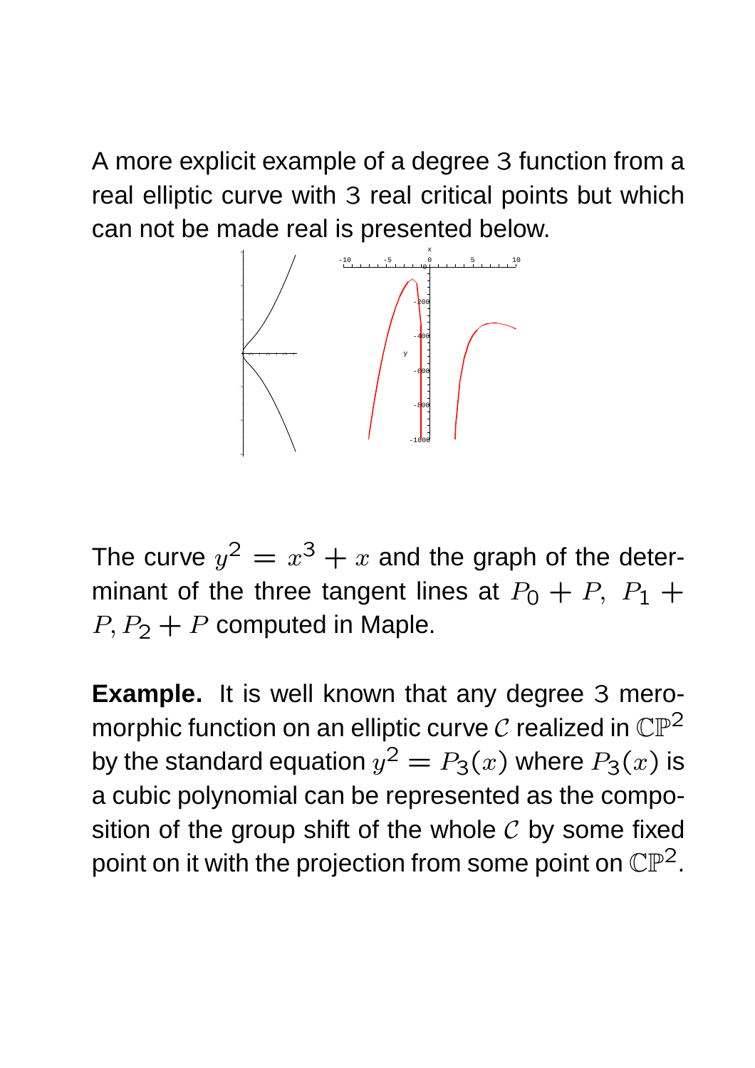A more explicit example of a degree 3 function from a real elliptic curve with 3 real critical points but which can not be made real is presented below.

The curve $y^2 = x^3 + x$ and the graph of the determinant of the three tangent lines at $P_0 + P,\ P_1 + P, P_2 + P$ computed in Maple.

**Example.** It is well known that any degree 3 meromorphic function on an elliptic curve $\mathcal{C}$ realized in $\mathbb{CP}^2$ by the standard equation $y^2 = P_3(x)$ where $P_3(x)$ is a cubic polynomial can be represented as the composition of the group shift of the whole $\mathcal{C}$ by some fixed point on it with the projection from some point on $\mathbb{CP}^2$.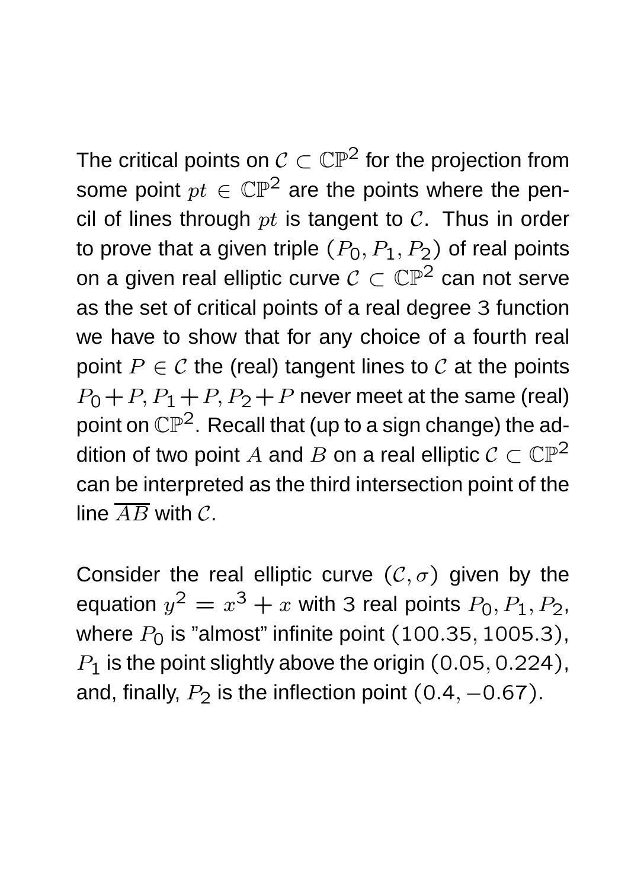The critical points on $\mathcal{C} \subset \mathbb{CP}^2$ for the projection from some point $pt \in \mathbb{CP}^2$ are the points where the pencil of lines through $pt$ is tangent to $\mathcal{C}$. Thus in order to prove that a given triple $(P_0, P_1, P_2)$ of real points on a given real elliptic curve $\mathcal{C} \subset \mathbb{CP}^2$ can not serve as the set of critical points of a real degree 3 function we have to show that for any choice of a fourth real point $P \in \mathcal{C}$ the (real) tangent lines to $\mathcal{C}$ at the points $P_0 + P, P_1 + P, P_2 + P$ never meet at the same (real) point on $\mathbb{CP}^2$. Recall that (up to a sign change) the addition of two point $A$ and $B$ on a real elliptic $\mathcal{C} \subset \mathbb{CP}^2$ can be interpreted as the third intersection point of the line $\overline{AB}$ with $\mathcal{C}$.

Consider the real elliptic curve $(\mathcal{C}, \sigma)$ given by the equation $y^2 = x^3 + x$ with 3 real points $P_0, P_1, P_2$, where $P_0$ is "almost" infinite point $(100.35, 1005.3)$, $P_1$ is the point slightly above the origin $(0.05, 0.224)$, and, finally, $P_2$ is the inflection point $(0.4, -0.67)$.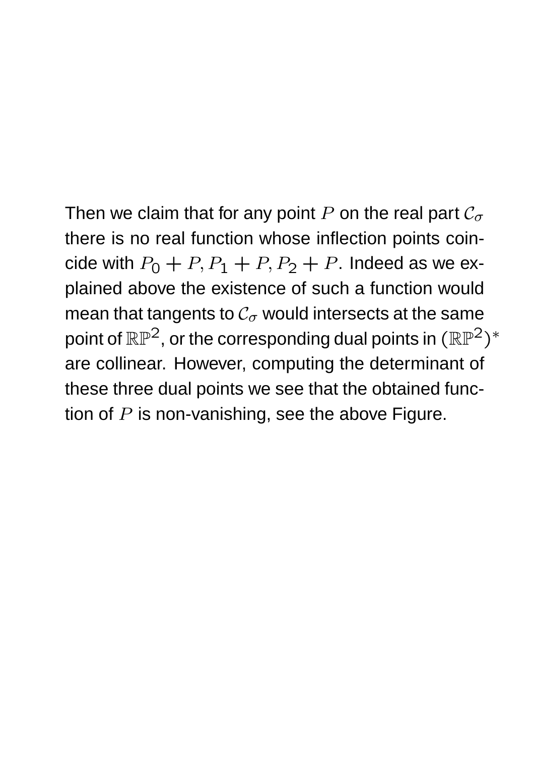Then we claim that for any point $P$ on the real part $\mathcal{C}_\sigma$ there is no real function whose inflection points coincide with $P_0 + P, P_1 + P, P_2 + P$. Indeed as we explained above the existence of such a function would mean that tangents to $\mathcal{C}_\sigma$ would intersects at the same point of $\mathbb{RP}^2$, or the corresponding dual points in $(\mathbb{RP}^2)^*$ are collinear. However, computing the determinant of these three dual points we see that the obtained function of $P$ is non-vanishing, see the above Figure.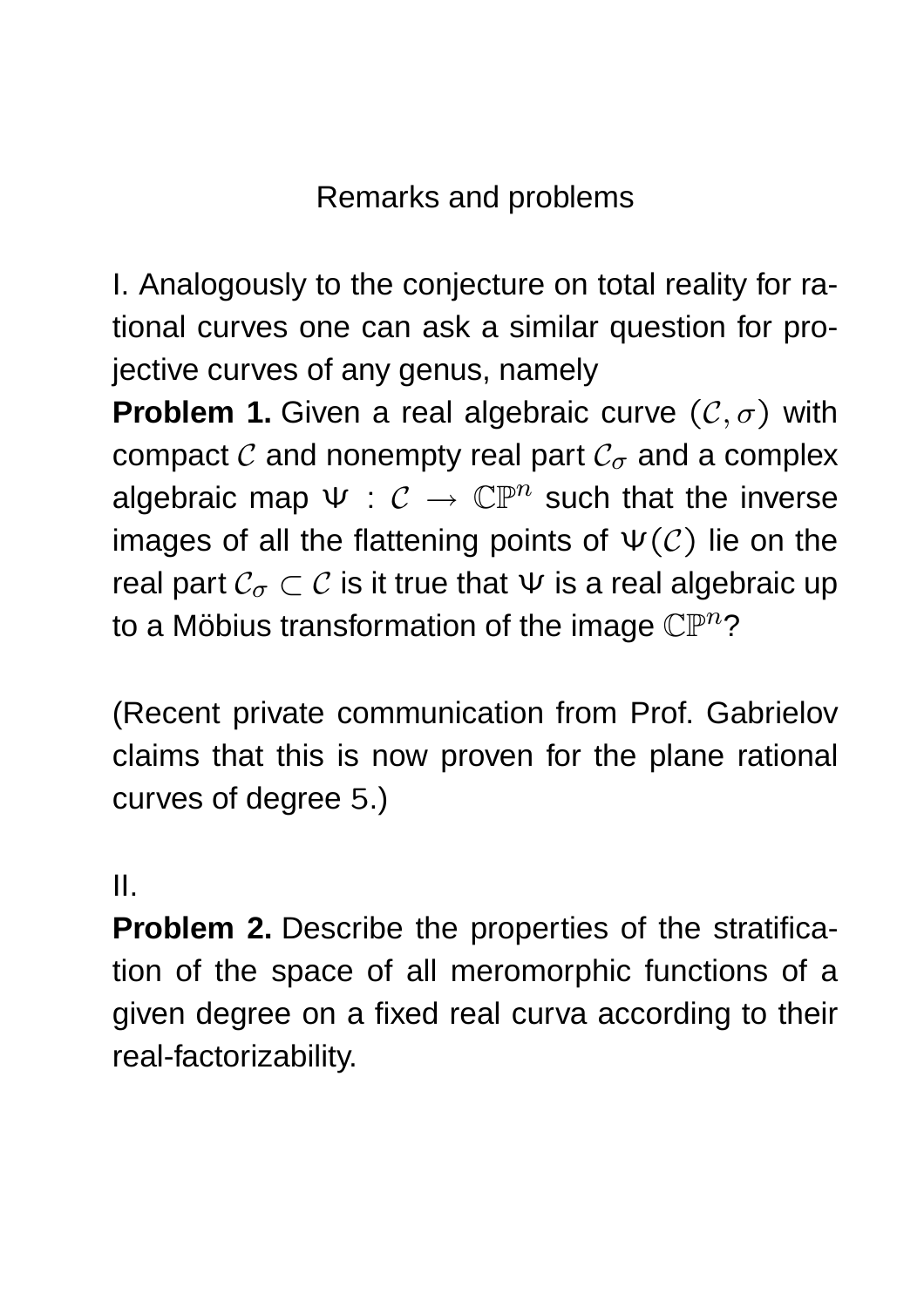## Remarks and problems

I. Analogously to the conjecture on total reality for rational curves one can ask a similar question for projective curves of any genus, namely

**Problem 1.** Given a real algebraic curve $(\mathcal{C}, \sigma)$ with compact $\mathcal{C}$ and nonempty real part $\mathcal{C}_\sigma$ and a complex algebraic map $\Psi : \mathcal{C} \to \mathbb{CP}^n$ such that the inverse images of all the flattening points of $\Psi(\mathcal{C})$ lie on the real part $\mathcal{C}_\sigma \subset \mathcal{C}$ is it true that $\Psi$ is a real algebraic up to a Möbius transformation of the image $\mathbb{CP}^n$?

(Recent private communication from Prof. Gabrielov claims that this is now proven for the plane rational curves of degree 5.)

II.

**Problem 2.** Describe the properties of the stratification of the space of all meromorphic functions of a given degree on a fixed real curva according to their real-factorizability.